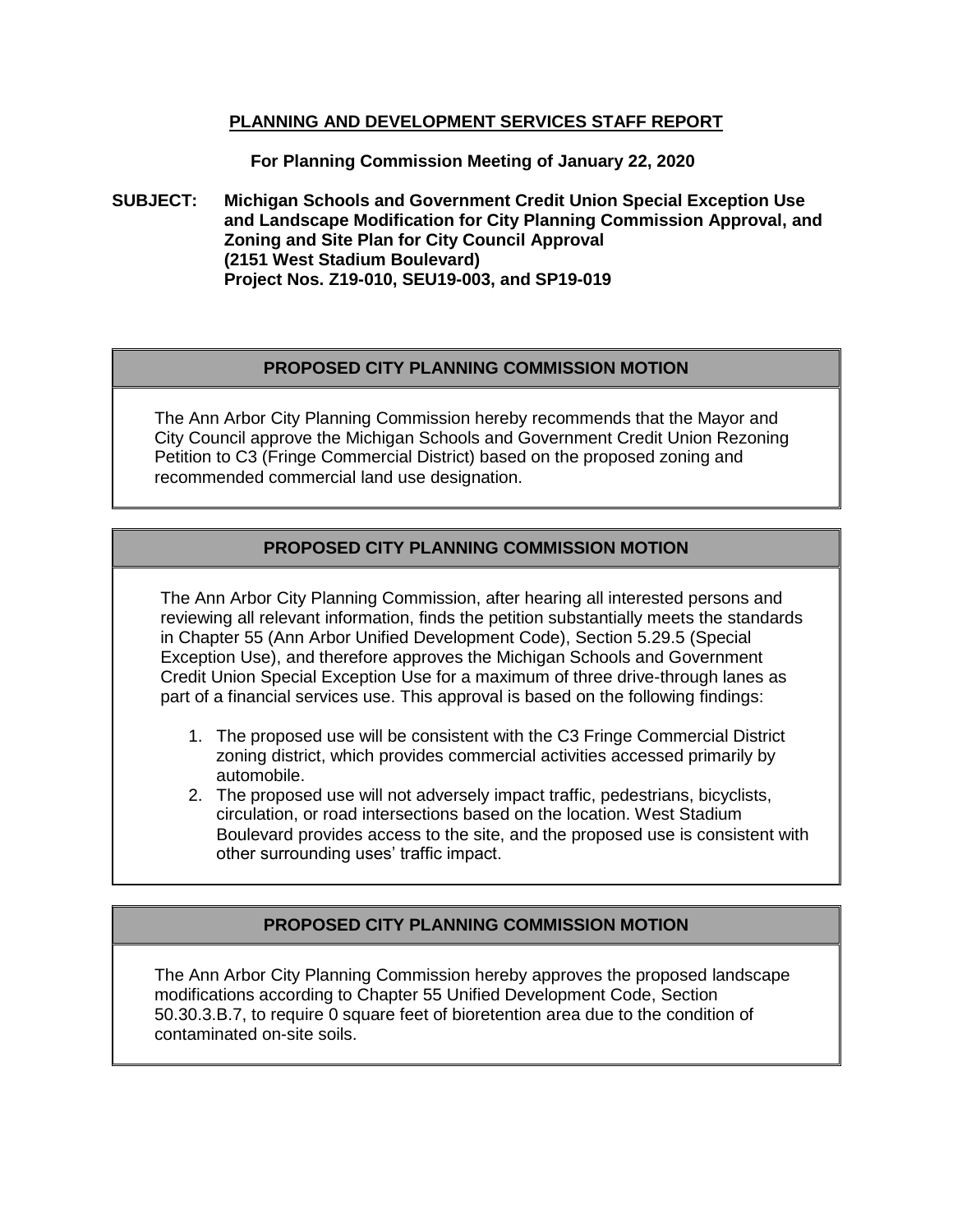# PLANNING AND DEVELOPMENT SERVICES STAFF REPORT

**For Planning Commission Meeting of January 22, 2020**

**SUBJECT: Michigan Schools and Government Credit Union Special Exception Use and Landscape Modification for City Planning Commission Approval, and Zoning and Site Plan for City Council Approval (2151 West Stadium Boulevard) Project Nos. Z19-010, SEU19-003, and SP19-019**

## PROPOSED CITY PLANNING COMMISSION MOTION

The Ann Arbor City Planning Commission hereby recommends that the Mayor and City Council approve the Michigan Schools and Government Credit Union Rezoning Petition to C3 (Fringe Commercial District) based on the proposed zoning and recommended commercial land use designation.

## PROPOSED CITY PLANNING COMMISSION MOTION

The Ann Arbor City Planning Commission, after hearing all interested persons and reviewing all relevant information, finds the petition substantially meets the standards in Chapter 55 (Ann Arbor Unified Development Code), Section 5.29.5 (Special Exception Use), and therefore approves the Michigan Schools and Government Credit Union Special Exception Use for a maximum of three drive-through lanes as part of a financial services use. This approval is based on the following findings:

1. The proposed use will be consistent with the C3 Fringe Commercial District zoning district, which provides commercial activities accessed primarily by automobile.
2. The proposed use will not adversely impact traffic, pedestrians, bicyclists, circulation, or road intersections based on the location. West Stadium Boulevard provides access to the site, and the proposed use is consistent with other surrounding uses' traffic impact.

## PROPOSED CITY PLANNING COMMISSION MOTION

The Ann Arbor City Planning Commission hereby approves the proposed landscape modifications according to Chapter 55 Unified Development Code, Section 50.30.3.B.7, to require 0 square feet of bioretention area due to the condition of contaminated on-site soils.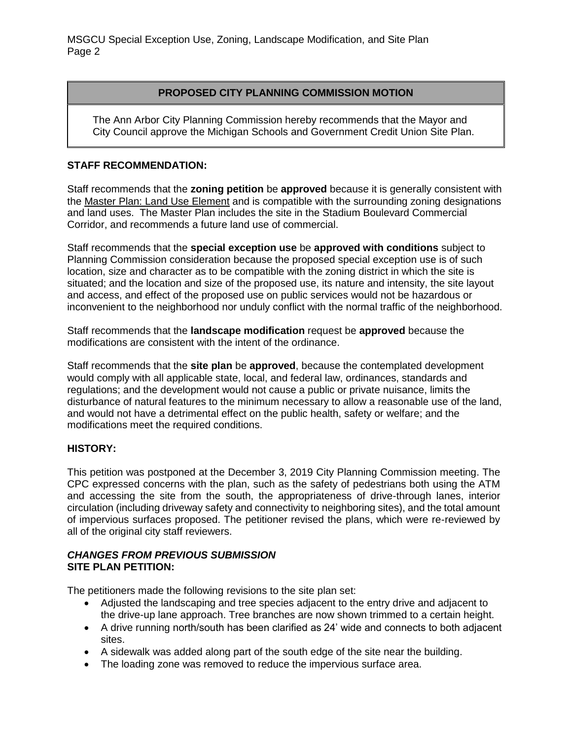| **PROPOSED CITY PLANNING COMMISSION MOTION** |
| --- |
| The Ann Arbor City Planning Commission hereby recommends that the Mayor and City Council approve the Michigan Schools and Government Credit Union Site Plan. |

**STAFF RECOMMENDATION:**

Staff recommends that the **zoning petition** be **approved** because it is generally consistent with the Master Plan: Land Use Element and is compatible with the surrounding zoning designations and land uses. The Master Plan includes the site in the Stadium Boulevard Commercial Corridor, and recommends a future land use of commercial.

Staff recommends that the **special exception use** be **approved with conditions** subject to Planning Commission consideration because the proposed special exception use is of such location, size and character as to be compatible with the zoning district in which the site is situated; and the location and size of the proposed use, its nature and intensity, the site layout and access, and effect of the proposed use on public services would not be hazardous or inconvenient to the neighborhood nor unduly conflict with the normal traffic of the neighborhood.

Staff recommends that the **landscape modification** request be **approved** because the modifications are consistent with the intent of the ordinance.

Staff recommends that the **site plan** be **approved**, because the contemplated development would comply with all applicable state, local, and federal law, ordinances, standards and regulations; and the development would not cause a public or private nuisance, limits the disturbance of natural features to the minimum necessary to allow a reasonable use of the land, and would not have a detrimental effect on the public health, safety or welfare; and the modifications meet the required conditions.

**HISTORY:**

This petition was postponed at the December 3, 2019 City Planning Commission meeting. The CPC expressed concerns with the plan, such as the safety of pedestrians both using the ATM and accessing the site from the south, the appropriateness of drive-through lanes, interior circulation (including driveway safety and connectivity to neighboring sites), and the total amount of impervious surfaces proposed. The petitioner revised the plans, which were re-reviewed by all of the original city staff reviewers.

***CHANGES FROM PREVIOUS SUBMISSION***
**SITE PLAN PETITION:**

The petitioners made the following revisions to the site plan set:

- Adjusted the landscaping and tree species adjacent to the entry drive and adjacent to the drive-up lane approach. Tree branches are now shown trimmed to a certain height.
- A drive running north/south has been clarified as 24' wide and connects to both adjacent sites.
- A sidewalk was added along part of the south edge of the site near the building.
- The loading zone was removed to reduce the impervious surface area.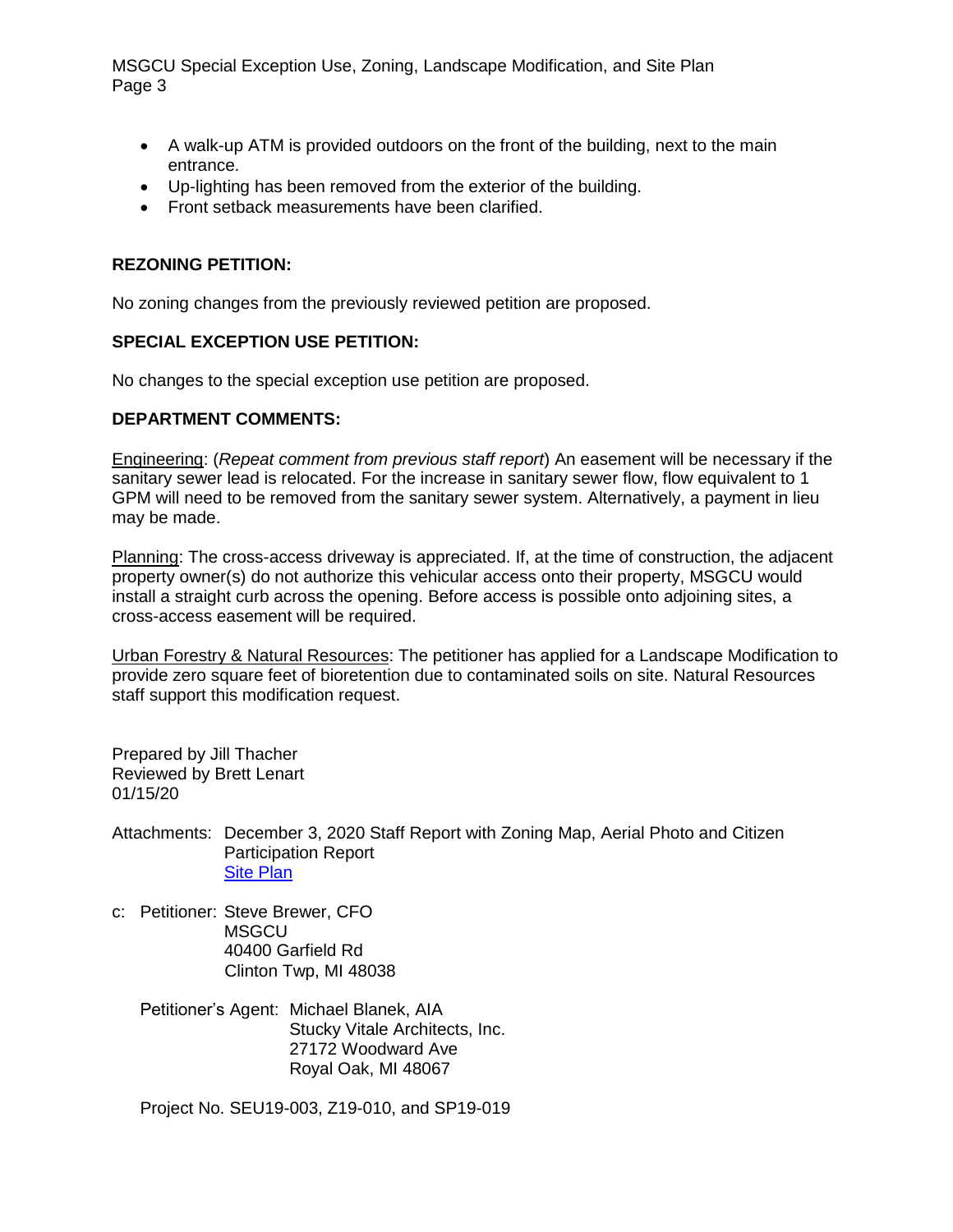- A walk-up ATM is provided outdoors on the front of the building, next to the main entrance.
- Up-lighting has been removed from the exterior of the building.
- Front setback measurements have been clarified.

**REZONING PETITION:**

No zoning changes from the previously reviewed petition are proposed.

**SPECIAL EXCEPTION USE PETITION:**

No changes to the special exception use petition are proposed.

**DEPARTMENT COMMENTS:**

Engineering: (*Repeat comment from previous staff report*) An easement will be necessary if the sanitary sewer lead is relocated. For the increase in sanitary sewer flow, flow equivalent to 1 GPM will need to be removed from the sanitary sewer system. Alternatively, a payment in lieu may be made.

Planning: The cross-access driveway is appreciated. If, at the time of construction, the adjacent property owner(s) do not authorize this vehicular access onto their property, MSGCU would install a straight curb across the opening. Before access is possible onto adjoining sites, a cross-access easement will be required.

Urban Forestry & Natural Resources: The petitioner has applied for a Landscape Modification to provide zero square feet of bioretention due to contaminated soils on site. Natural Resources staff support this modification request.

Prepared by Jill Thacher
Reviewed by Brett Lenart
01/15/20

Attachments: December 3, 2020 Staff Report with Zoning Map, Aerial Photo and Citizen Participation Report
Site Plan

c: Petitioner: Steve Brewer, CFO
MSGCU
40400 Garfield Rd
Clinton Twp, MI 48038

Petitioner's Agent: Michael Blanek, AIA
Stucky Vitale Architects, Inc.
27172 Woodward Ave
Royal Oak, MI 48067

Project No. SEU19-003, Z19-010, and SP19-019